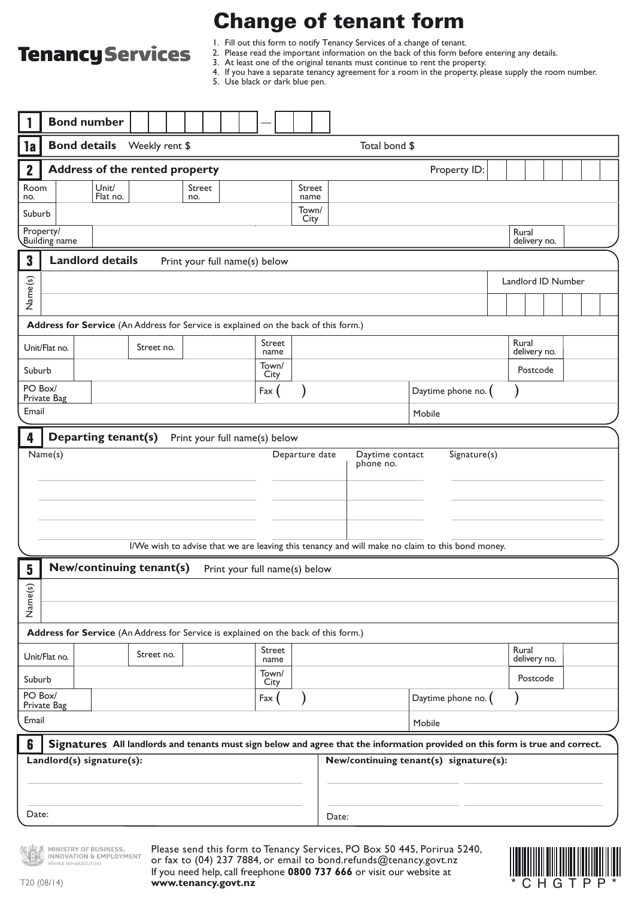**Tenancy Services**

# Change of tenant form

1. Fill out this form to notify Tenancy Services of a change of tenant.
2. Please read the important information on the back of this form before entering any details.
3. At least one of the original tenants must continue to rent the property.
4. If you have a separate tenancy agreement for a room in the property, please supply the room number.
5. Use black or dark blue pen.

## 1 Bond number

| | | | | | | | | — | | | |
|---|---|---|---|---|---|---|---|---|---|---|---|

## 1a Bond details

Weekly rent $ | Total bond $

## 2 Address of the rented property

Property ID:

| Room no. | | Unit/ Flat no. | | Street no. | | Street name | |
|---|---|---|---|---|---|---|---|
| Suburb | | | | | | Town/ City | |
| Property/ Building name | | | | | | Rural delivery no. | |

## 3 Landlord details

Print your full name(s) below

| Name(s) | | Landlord ID Number |
|---|---|---|
| | | |

**Address for Service** (An Address for Service is explained on the back of this form.)

| Unit/Flat no. | | Street no. | | Street name | | Rural delivery no. | |
|---|---|---|---|---|---|---|---|
| Suburb | | | | Town/ City | | Postcode | |
| PO Box/ Private Bag | | | | Fax ( ) | | Daytime phone no. ( ) | |
| Email | | | | | | Mobile | |

## 4 Departing tenant(s)

Print your full name(s) below

| Name(s) | Departure date | Daytime contact phone no. | Signature(s) |
|---|---|---|---|
| | | | |
| | | | |
| | | | |
| | | | |

I/We wish to advise that we are leaving this tenancy and will make no claim to this bond money.

## 5 New/continuing tenant(s)

Print your full name(s) below

| Name(s) | |
|---|---|
| | |

**Address for Service** (An Address for Service is explained on the back of this form.)

| Unit/Flat no. | | Street no. | | Street name | | Rural delivery no. | |
|---|---|---|---|---|---|---|---|
| Suburb | | | | Town/ City | | Postcode | |
| PO Box/ Private Bag | | | | Fax ( ) | | Daytime phone no. ( ) | |
| Email | | | | | | Mobile | |

## 6 Signatures

**All landlords and tenants must sign below and agree that the information provided on this form is true and correct.**

| **Landlord(s) signature(s):** | **New/continuing tenant(s) signature(s):** |
|---|---|
| | |
| | |
| Date: | Date: |

MINISTRY OF BUSINESS, INNOVATION & EMPLOYMENT
HĪKINA WHAKATUTUKI

Please send this form to Tenancy Services, PO Box 50 445, Porirua 5240, or fax to (04) 237 7884, or email to bond.refunds@tenancy.govt.nz
If you need help, call freephone **0800 737 666** or visit our website at **www.tenancy.govt.nz**

T20 (08/14)

*CHGTPP*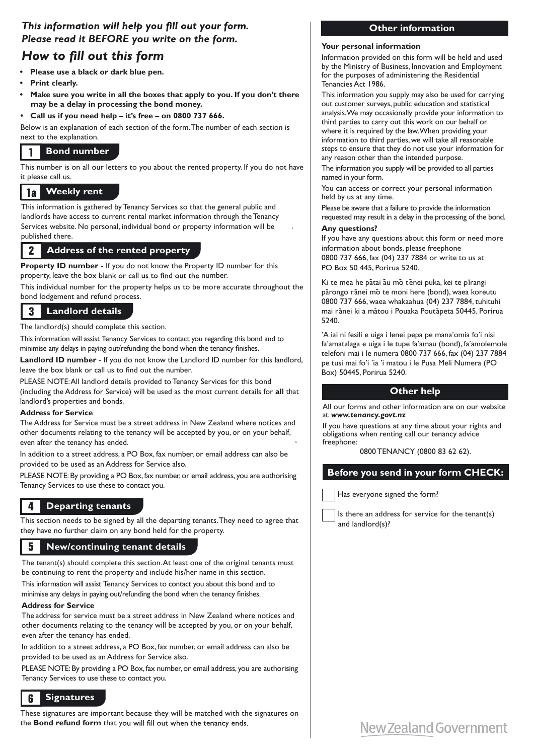***This information will help you fill out your form. Please read it BEFORE you write on the form.***

# *How to fill out this form*

- **Please use a black or dark blue pen.**
- **Print clearly.**
- **Make sure you write in all the boxes that apply to you. If you don't there may be a delay in processing the bond money.**
- **Call us if you need help – it's free – on 0800 737 666.**

Below is an explanation of each section of the form. The number of each section is next to the explanation.

## 1 Bond number

This number is on all our letters to you about the rented property. If you do not have it please call us.

## 1a Weekly rent

This information is gathered by Tenancy Services so that the general public and landlords have access to current rental market information through the Tenancy Services website. No personal, individual bond or property information will be published there.

## 2 Address of the rented property

**Property ID number** - If you do not know the Property ID number for this property, leave the box blank or call us to find out the number.

This individual number for the property helps us to be more accurate throughout the bond lodgement and refund process.

## 3 Landlord details

The landlord(s) should complete this section.

This information will assist Tenancy Services to contact you regarding this bond and to minimise any delays in paying out/refunding the bond when the tenancy finishes.

**Landlord ID number** - If you do not know the Landlord ID number for this landlord, leave the box blank or call us to find out the number.

PLEASE NOTE: All landlord details provided to Tenancy Services for this bond (including the Address for Service) will be used as the most current details for **all** that landlord's properties and bonds.

**Address for Service**

The Address for Service must be a street address in New Zealand where notices and other documents relating to the tenancy will be accepted by you, or on your behalf, even after the tenancy has ended.

In addition to a street address, a PO Box, fax number, or email address can also be provided to be used as an Address for Service also.

PLEASE NOTE: By providing a PO Box, fax number, or email address, you are authorising Tenancy Services to use these to contact you.

## 4 Departing tenants

This section needs to be signed by all the departing tenants. They need to agree that they have no further claim on any bond held for the property.

## 5 New/continuing tenant details

The tenant(s) should complete this section. At least one of the original tenants must be continuing to rent the property and include his/her name in this section.

This information will assist Tenancy Services to contact you about this bond and to minimise any delays in paying out/refunding the bond when the tenancy finishes.

**Address for Service**

The address for service must be a street address in New Zealand where notices and other documents relating to the tenancy will be accepted by you, or on your behalf, even after the tenancy has ended.

In addition to a street address, a PO Box, fax number, or email address can also be provided to be used as an Address for Service also.

PLEASE NOTE: By providing a PO Box, fax number, or email address, you are authorising Tenancy Services to use these to contact you.

## 6 Signatures

These signatures are important because they will be matched with the signatures on the **Bond refund form** that you will fill out when the tenancy ends.

## Other information

**Your personal information**

Information provided on this form will be held and used by the Ministry of Business, Innovation and Employment for the purposes of administering the Residential Tenancies Act 1986.

This information you supply may also be used for carrying out customer surveys, public education and statistical analysis. We may occasionally provide your information to third parties to carry out this work on our behalf or where it is required by the law. When providing your information to third parties, we will take all reasonable steps to ensure that they do not use your information for any reason other than the intended purpose.

The information you supply will be provided to all parties named in your form.

You can access or correct your personal information held by us at any time.

Please be aware that a failure to provide the information requested may result in a delay in the processing of the bond.

**Any questions?**

If you have any questions about this form or need more information about bonds, please freephone 0800 737 666, fax (04) 237 7884 or write to us at PO Box 50 445, Porirua 5240.

Ki te mea he pātai āu mō tēnei puka, kei te pīrangi pārongo rānei mō te moni here (bond), waea koreutu 0800 737 666, waea whakaahua (04) 237 7884, tuhituhi mai rānei ki a mātou i Pouaka Poutāpeta 50445, Porirua 5240.

'A iai ni fesili e uiga i lenei pepa pe mana'omia fo'i nisi fa'amatalaga e uiga i le tupe fa'amau (bond), fa'amolemole telefoni mai i le numera 0800 737 666, fax (04) 237 7884 pe tusi mai fo'i 'ia 'i matou i le Pusa Meli Numera (PO Box) 50445, Porirua 5240.

## Other help

All our forms and other information are on our website at: ***www.tenancy.govt.nz***

If you have questions at any time about your rights and obligations when renting call our tenancy advice freephone:

0800 TENANCY (0800 83 62 62).

## Before you send in your form CHECK:

- [ ] Has everyone signed the form?
- [ ] Is there an address for service for the tenant(s) and landlord(s)?

New Zealand Government